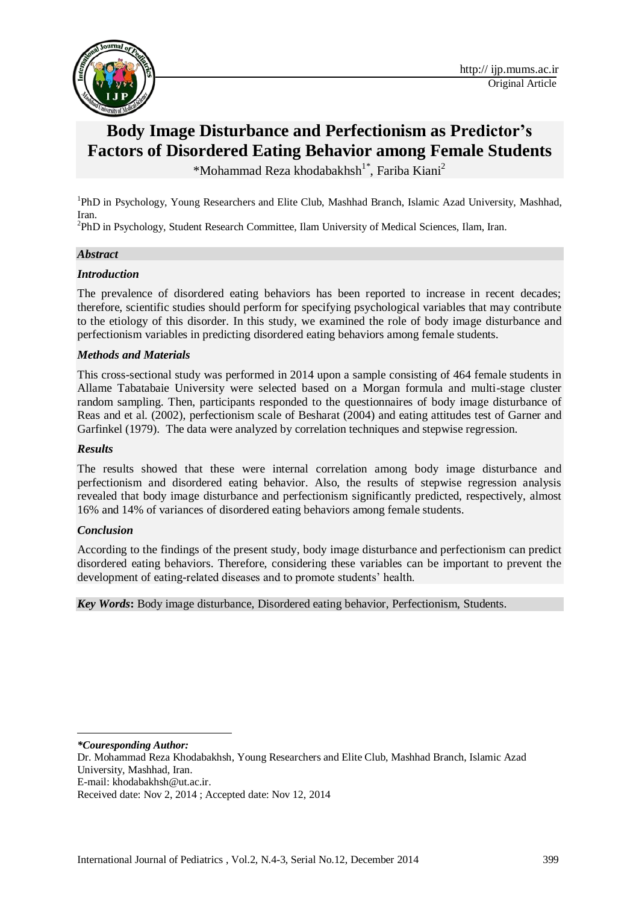Original Article

# Body Image Disturbance and Perfectionism as Predictor's Factors of Disordered Eating Behavior among Female Students

*Mohammad Reza khodabakhsh[1*], Fariba Kiani[2]

[1]PhD in Psychology, Young Researchers and Elite Club, Mashhad Branch, Islamic Azad University, Mashhad, Iran.

[2]PhD in Psychology, Student Research Committee, Ilam University of Medical Sciences, Ilam, Iran.

***Abstract***

***Introduction***

The prevalence of disordered eating behaviors has been reported to increase in recent decades; therefore, scientific studies should perform for specifying psychological variables that may contribute to the etiology of this disorder. In this study, we examined the role of body image disturbance and perfectionism variables in predicting disordered eating behaviors among female students.

***Methods and Materials***

This cross-sectional study was performed in 2014 upon a sample consisting of 464 female students in Allame Tabatabaie University were selected based on a Morgan formula and multi-stage cluster random sampling. Then, participants responded to the questionnaires of body image disturbance of Reas and et al. (2002), perfectionism scale of Besharat (2004) and eating attitudes test of Garner and Garfinkel (1979). The data were analyzed by correlation techniques and stepwise regression.

***Results***

The results showed that these were internal correlation among body image disturbance and perfectionism and disordered eating behavior. Also, the results of stepwise regression analysis revealed that body image disturbance and perfectionism significantly predicted, respectively, almost 16% and 14% of variances of disordered eating behaviors among female students.

***Conclusion***

According to the findings of the present study, body image disturbance and perfectionism can predict disordered eating behaviors. Therefore, considering these variables can be important to prevent the development of eating-related diseases and to promote students' health.

***Key Words*:** Body image disturbance, Disordered eating behavior, Perfectionism, Students.

***\*Couresponding Author:***

Dr. Mohammad Reza Khodabakhsh, Young Researchers and Elite Club, Mashhad Branch, Islamic Azad University, Mashhad, Iran.

E-mail: khodabakhsh@ut.ac.ir.

Received date: Nov 2, 2014 ; Accepted date: Nov 12, 2014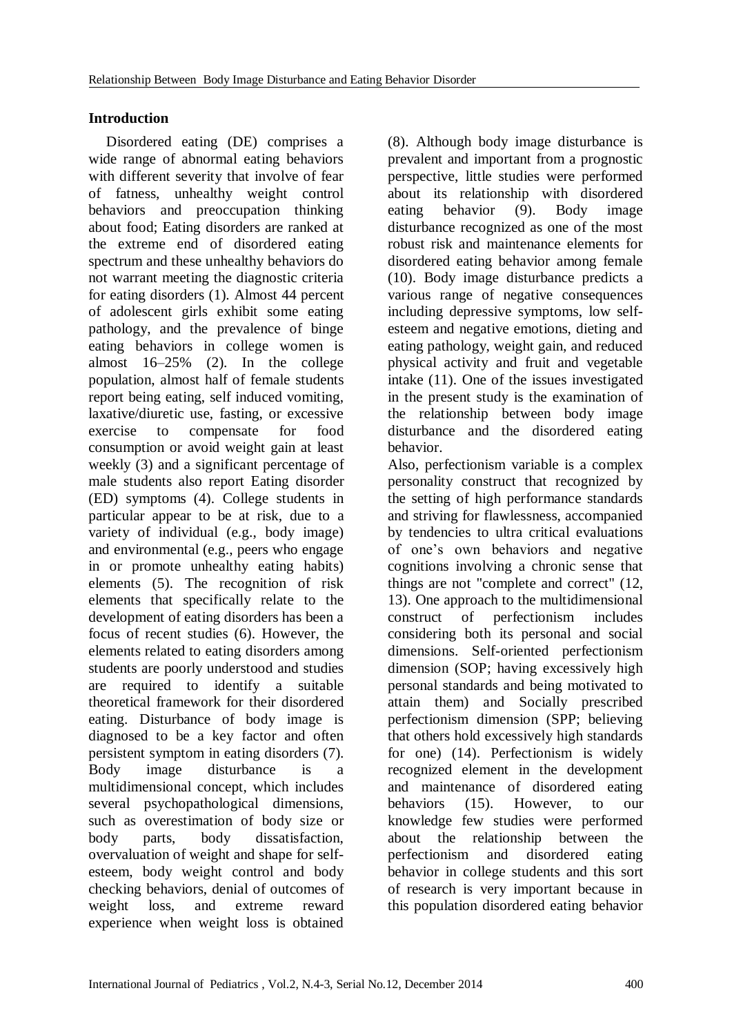## Introduction

Disordered eating (DE) comprises a wide range of abnormal eating behaviors with different severity that involve of fear of fatness, unhealthy weight control behaviors and preoccupation thinking about food; Eating disorders are ranked at the extreme end of disordered eating spectrum and these unhealthy behaviors do not warrant meeting the diagnostic criteria for eating disorders (1). Almost 44 percent of adolescent girls exhibit some eating pathology, and the prevalence of binge eating behaviors in college women is almost 16–25% (2). In the college population, almost half of female students report being eating, self induced vomiting, laxative/diuretic use, fasting, or excessive exercise to compensate for food consumption or avoid weight gain at least weekly (3) and a significant percentage of male students also report Eating disorder (ED) symptoms (4). College students in particular appear to be at risk, due to a variety of individual (e.g., body image) and environmental (e.g., peers who engage in or promote unhealthy eating habits) elements (5). The recognition of risk elements that specifically relate to the development of eating disorders has been a focus of recent studies (6). However, the elements related to eating disorders among students are poorly understood and studies are required to identify a suitable theoretical framework for their disordered eating. Disturbance of body image is diagnosed to be a key factor and often persistent symptom in eating disorders (7). Body image disturbance is a multidimensional concept, which includes several psychopathological dimensions, such as overestimation of body size or body parts, body dissatisfaction, overvaluation of weight and shape for self-esteem, body weight control and body checking behaviors, denial of outcomes of weight loss, and extreme reward experience when weight loss is obtained (8). Although body image disturbance is prevalent and important from a prognostic perspective, little studies were performed about its relationship with disordered eating behavior (9). Body image disturbance recognized as one of the most robust risk and maintenance elements for disordered eating behavior among female (10). Body image disturbance predicts a various range of negative consequences including depressive symptoms, low self-esteem and negative emotions, dieting and eating pathology, weight gain, and reduced physical activity and fruit and vegetable intake (11). One of the issues investigated in the present study is the examination of the relationship between body image disturbance and the disordered eating behavior.

Also, perfectionism variable is a complex personality construct that recognized by the setting of high performance standards and striving for flawlessness, accompanied by tendencies to ultra critical evaluations of one's own behaviors and negative cognitions involving a chronic sense that things are not "complete and correct" (12, 13). One approach to the multidimensional construct of perfectionism includes considering both its personal and social dimensions. Self-oriented perfectionism dimension (SOP; having excessively high personal standards and being motivated to attain them) and Socially prescribed perfectionism dimension (SPP; believing that others hold excessively high standards for one) (14). Perfectionism is widely recognized element in the development and maintenance of disordered eating behaviors (15). However, to our knowledge few studies were performed about the relationship between the perfectionism and disordered eating behavior in college students and this sort of research is very important because in this population disordered eating behavior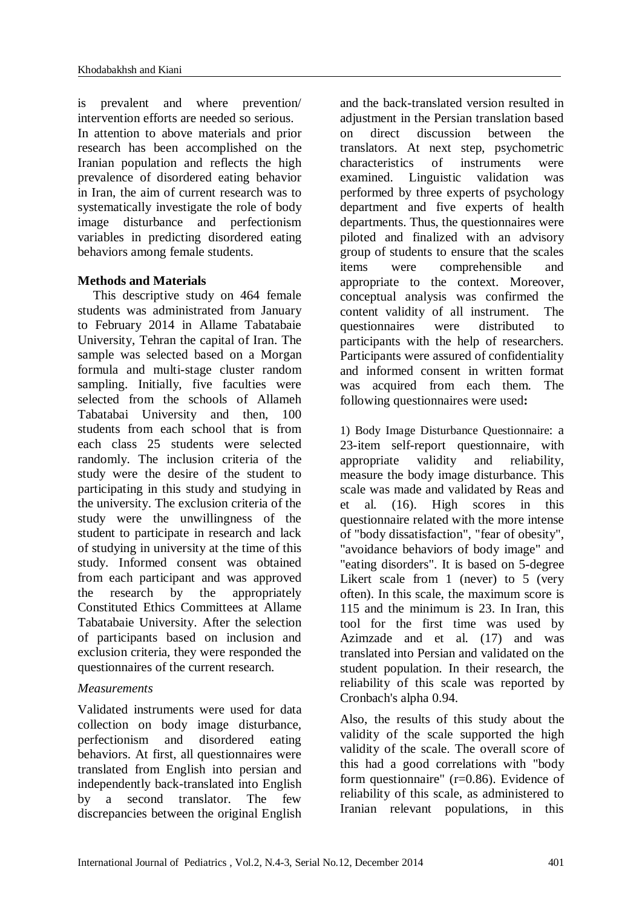is prevalent and where prevention/ intervention efforts are needed so serious.

In attention to above materials and prior research has been accomplished on the Iranian population and reflects the high prevalence of disordered eating behavior in Iran, the aim of current research was to systematically investigate the role of body image disturbance and perfectionism variables in predicting disordered eating behaviors among female students.

## Methods and Materials

This descriptive study on 464 female students was administrated from January to February 2014 in Allame Tabatabaie University, Tehran the capital of Iran. The sample was selected based on a Morgan formula and multi-stage cluster random sampling. Initially, five faculties were selected from the schools of Allameh Tabatabai University and then, 100 students from each school that is from each class 25 students were selected randomly. The inclusion criteria of the study were the desire of the student to participating in this study and studying in the university. The exclusion criteria of the study were the unwillingness of the student to participate in research and lack of studying in university at the time of this study. Informed consent was obtained from each participant and was approved the research by the appropriately Constituted Ethics Committees at Allame Tabatabaie University. After the selection of participants based on inclusion and exclusion criteria, they were responded the questionnaires of the current research.

### *Measurements*

Validated instruments were used for data collection on body image disturbance, perfectionism and disordered eating behaviors. At first, all questionnaires were translated from English into persian and independently back-translated into English by a second translator. The few discrepancies between the original English and the back-translated version resulted in adjustment in the Persian translation based on direct discussion between the translators. At next step, psychometric characteristics of instruments were examined. Linguistic validation was performed by three experts of psychology department and five experts of health departments. Thus, the questionnaires were piloted and finalized with an advisory group of students to ensure that the scales items were comprehensible and appropriate to the context. Moreover, conceptual analysis was confirmed the content validity of all instrument. The questionnaires were distributed to participants with the help of researchers. Participants were assured of confidentiality and informed consent in written format was acquired from each them. The following questionnaires were used**:**

1) Body Image Disturbance Questionnaire: a 23-item self-report questionnaire, with appropriate validity and reliability, measure the body image disturbance. This scale was made and validated by Reas and et al. (16). High scores in this questionnaire related with the more intense of "body dissatisfaction", "fear of obesity", "avoidance behaviors of body image" and "eating disorders". It is based on 5-degree Likert scale from 1 (never) to 5 (very often). In this scale, the maximum score is 115 and the minimum is 23. In Iran, this tool for the first time was used by Azimzade and et al. (17) and was translated into Persian and validated on the student population. In their research, the reliability of this scale was reported by Cronbach's alpha 0.94.

Also, the results of this study about the validity of the scale supported the high validity of the scale. The overall score of this had a good correlations with "body form questionnaire" (r=0.86). Evidence of reliability of this scale, as administered to Iranian relevant populations, in this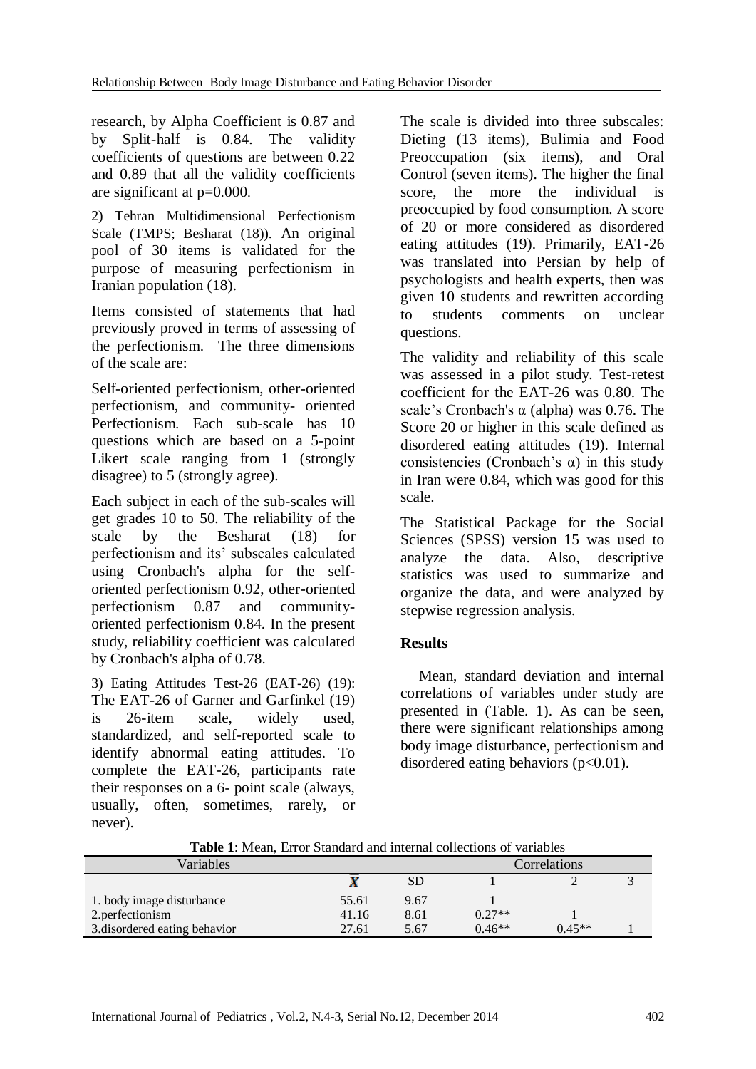research, by Alpha Coefficient is 0.87 and by Split-half is 0.84. The validity coefficients of questions are between 0.22 and 0.89 that all the validity coefficients are significant at p=0.000.

2) Tehran Multidimensional Perfectionism Scale (TMPS; Besharat (18)). An original pool of 30 items is validated for the purpose of measuring perfectionism in Iranian population (18).

Items consisted of statements that had previously proved in terms of assessing of the perfectionism. The three dimensions of the scale are:

Self-oriented perfectionism, other-oriented perfectionism, and community- oriented Perfectionism. Each sub-scale has 10 questions which are based on a 5-point Likert scale ranging from 1 (strongly disagree) to 5 (strongly agree).

Each subject in each of the sub-scales will get grades 10 to 50. The reliability of the scale by the Besharat (18) for perfectionism and its' subscales calculated using Cronbach's alpha for the self-oriented perfectionism 0.92, other-oriented perfectionism 0.87 and community-oriented perfectionism 0.84. In the present study, reliability coefficient was calculated by Cronbach's alpha of 0.78.

3) Eating Attitudes Test-26 (EAT-26) (19): The EAT-26 of Garner and Garfinkel (19) is 26-item scale, widely used, standardized, and self-reported scale to identify abnormal eating attitudes. To complete the EAT-26, participants rate their responses on a 6- point scale (always, usually, often, sometimes, rarely, or never).

The scale is divided into three subscales: Dieting (13 items), Bulimia and Food Preoccupation (six items), and Oral Control (seven items). The higher the final score, the more the individual is preoccupied by food consumption. A score of 20 or more considered as disordered eating attitudes (19). Primarily, EAT-26 was translated into Persian by help of psychologists and health experts, then was given 10 students and rewritten according to students comments on unclear questions.

The validity and reliability of this scale was assessed in a pilot study. Test-retest coefficient for the EAT-26 was 0.80. The scale's Cronbach's α (alpha) was 0.76. The Score 20 or higher in this scale defined as disordered eating attitudes (19). Internal consistencies (Cronbach's α) in this study in Iran were 0.84, which was good for this scale.

The Statistical Package for the Social Sciences (SPSS) version 15 was used to analyze the data. Also, descriptive statistics was used to summarize and organize the data, and were analyzed by stepwise regression analysis.

## Results

Mean, standard deviation and internal correlations of variables under study are presented in (Table. 1). As can be seen, there were significant relationships among body image disturbance, perfectionism and disordered eating behaviors (p<0.01).

**Table 1**: Mean, Error Standard and internal collections of variables

| Variables | | | Correlations | | |
|---|---|---|---|---|---|
| | $\bar{X}$ | SD | 1 | 2 | 3 |
| 1. body image disturbance | 55.61 | 9.67 | 1 | | |
| 2.perfectionism | 41.16 | 8.61 | 0.27** | 1 | |
| 3.disordered eating behavior | 27.61 | 5.67 | 0.46** | 0.45** | 1 |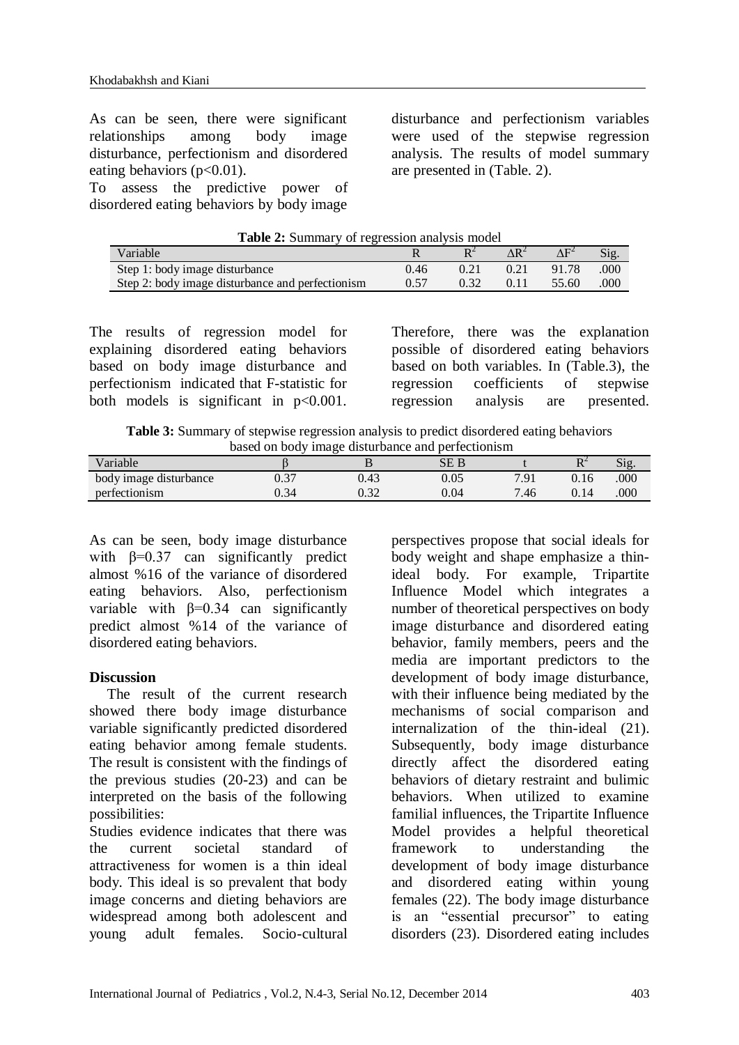As can be seen, there were significant relationships among body image disturbance, perfectionism and disordered eating behaviors ($p<0.01$).

To assess the predictive power of disordered eating behaviors by body image disturbance and perfectionism variables were used of the stepwise regression analysis. The results of model summary are presented in (Table. 2).

**Table 2:** Summary of regression analysis model

| Variable | R | $R^2$ | $\Delta R^2$ | $\Delta F^2$ | Sig. |
|---|---|---|---|---|---|
| Step 1: body image disturbance | 0.46 | 0.21 | 0.21 | 91.78 | .000 |
| Step 2: body image disturbance and perfectionism | 0.57 | 0.32 | 0.11 | 55.60 | .000 |

The results of regression model for explaining disordered eating behaviors based on body image disturbance and perfectionism indicated that F-statistic for both models is significant in $p<0.001$. Therefore, there was the explanation possible of disordered eating behaviors based on both variables. In (Table.3), the regression coefficients of stepwise regression analysis are presented.

**Table 3:** Summary of stepwise regression analysis to predict disordered eating behaviors based on body image disturbance and perfectionism

| Variable | β | B | SE B | t | $R^2$ | Sig. |
|---|---|---|---|---|---|---|
| body image disturbance | 0.37 | 0.43 | 0.05 | 7.91 | 0.16 | .000 |
| perfectionism | 0.34 | 0.32 | 0.04 | 7.46 | 0.14 | .000 |

As can be seen, body image disturbance with $\beta=0.37$ can significantly predict almost %16 of the variance of disordered eating behaviors. Also, perfectionism variable with $\beta=0.34$ can significantly predict almost %14 of the variance of disordered eating behaviors.

## Discussion

The result of the current research showed there body image disturbance variable significantly predicted disordered eating behavior among female students. The result is consistent with the findings of the previous studies (20-23) and can be interpreted on the basis of the following possibilities:

Studies evidence indicates that there was the current societal standard of attractiveness for women is a thin ideal body. This ideal is so prevalent that body image concerns and dieting behaviors are widespread among both adolescent and young adult females. Socio-cultural perspectives propose that social ideals for body weight and shape emphasize a thin-ideal body. For example, Tripartite Influence Model which integrates a number of theoretical perspectives on body image disturbance and disordered eating behavior, family members, peers and the media are important predictors to the development of body image disturbance, with their influence being mediated by the mechanisms of social comparison and internalization of the thin-ideal (21). Subsequently, body image disturbance directly affect the disordered eating behaviors of dietary restraint and bulimic behaviors. When utilized to examine familial influences, the Tripartite Influence Model provides a helpful theoretical framework to understanding the development of body image disturbance and disordered eating within young females (22). The body image disturbance is an "essential precursor" to eating disorders (23). Disordered eating includes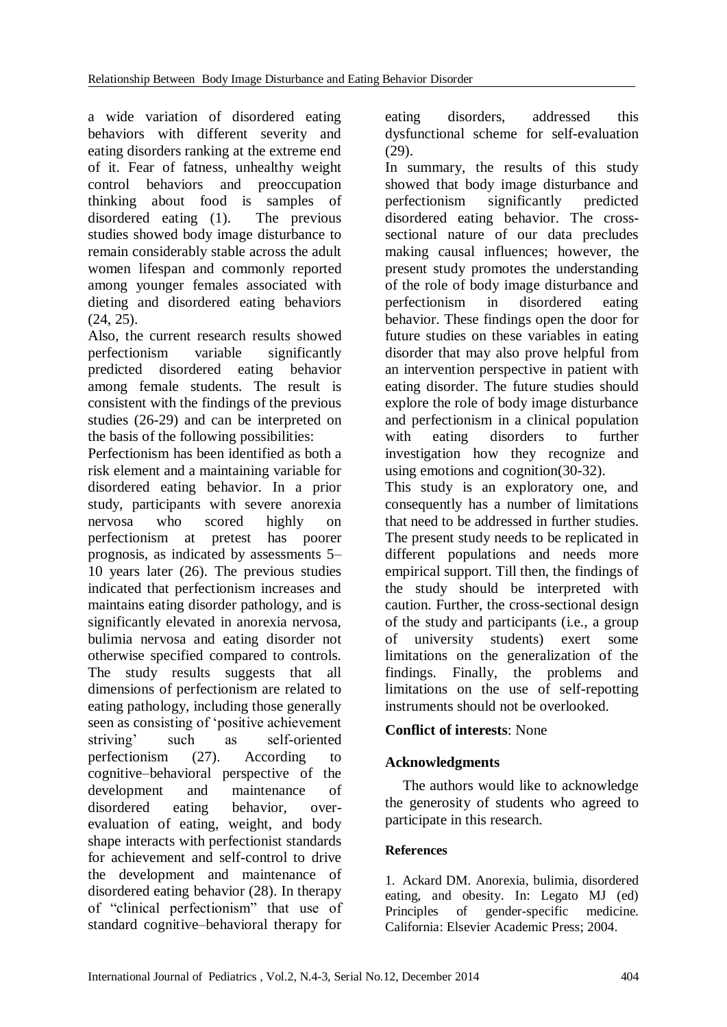a wide variation of disordered eating behaviors with different severity and eating disorders ranking at the extreme end of it. Fear of fatness, unhealthy weight control behaviors and preoccupation thinking about food is samples of disordered eating (1). The previous studies showed body image disturbance to remain considerably stable across the adult women lifespan and commonly reported among younger females associated with dieting and disordered eating behaviors (24, 25).

Also, the current research results showed perfectionism variable significantly predicted disordered eating behavior among female students. The result is consistent with the findings of the previous studies (26-29) and can be interpreted on the basis of the following possibilities:

Perfectionism has been identified as both a risk element and a maintaining variable for disordered eating behavior. In a prior study, participants with severe anorexia nervosa who scored highly on perfectionism at pretest has poorer prognosis, as indicated by assessments 5–10 years later (26). The previous studies indicated that perfectionism increases and maintains eating disorder pathology, and is significantly elevated in anorexia nervosa, bulimia nervosa and eating disorder not otherwise specified compared to controls. The study results suggests that all dimensions of perfectionism are related to eating pathology, including those generally seen as consisting of 'positive achievement striving' such as self-oriented perfectionism (27). According to cognitive–behavioral perspective of the development and maintenance of disordered eating behavior, over-evaluation of eating, weight, and body shape interacts with perfectionist standards for achievement and self-control to drive the development and maintenance of disordered eating behavior (28). In therapy of "clinical perfectionism" that use of standard cognitive–behavioral therapy for eating disorders, addressed this dysfunctional scheme for self-evaluation (29).

In summary, the results of this study showed that body image disturbance and perfectionism significantly predicted disordered eating behavior. The cross-sectional nature of our data precludes making causal influences; however, the present study promotes the understanding of the role of body image disturbance and perfectionism in disordered eating behavior. These findings open the door for future studies on these variables in eating disorder that may also prove helpful from an intervention perspective in patient with eating disorder. The future studies should explore the role of body image disturbance and perfectionism in a clinical population with eating disorders to further investigation how they recognize and using emotions and cognition(30-32).

This study is an exploratory one, and consequently has a number of limitations that need to be addressed in further studies. The present study needs to be replicated in different populations and needs more empirical support. Till then, the findings of the study should be interpreted with caution. Further, the cross-sectional design of the study and participants (i.e., a group of university students) exert some limitations on the generalization of the findings. Finally, the problems and limitations on the use of self-repotting instruments should not be overlooked.

**Conflict of interests**: None

## Acknowledgments

The authors would like to acknowledge the generosity of students who agreed to participate in this research.

## References

1. Ackard DM. Anorexia, bulimia, disordered eating, and obesity. In: Legato MJ (ed) Principles of gender-specific medicine. California: Elsevier Academic Press; 2004.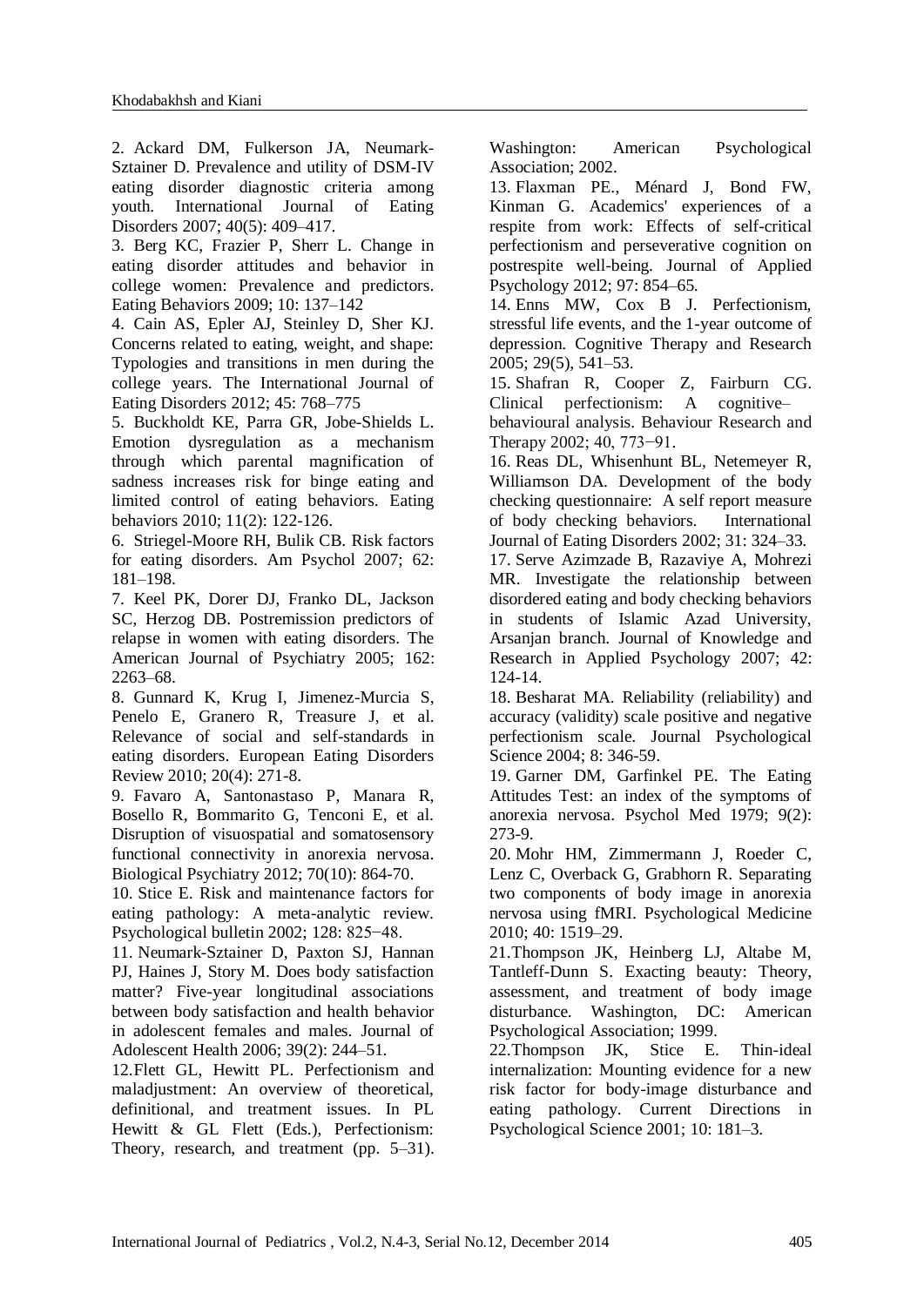2. Ackard DM, Fulkerson JA, Neumark-Sztainer D. Prevalence and utility of DSM-IV eating disorder diagnostic criteria among youth. International Journal of Eating Disorders 2007; 40(5): 409–417.

3. Berg KC, Frazier P, Sherr L. Change in eating disorder attitudes and behavior in college women: Prevalence and predictors. Eating Behaviors 2009; 10: 137–142

4. Cain AS, Epler AJ, Steinley D, Sher KJ. Concerns related to eating, weight, and shape: Typologies and transitions in men during the college years. The International Journal of Eating Disorders 2012; 45: 768–775

5. Buckholdt KE, Parra GR, Jobe-Shields L. Emotion dysregulation as a mechanism through which parental magnification of sadness increases risk for binge eating and limited control of eating behaviors. Eating behaviors 2010; 11(2): 122-126.

6. Striegel-Moore RH, Bulik CB. Risk factors for eating disorders. Am Psychol 2007; 62: 181–198.

7. Keel PK, Dorer DJ, Franko DL, Jackson SC, Herzog DB. Postremission predictors of relapse in women with eating disorders. The American Journal of Psychiatry 2005; 162: 2263–68.

8. Gunnard K, Krug I, Jimenez-Murcia S, Penelo E, Granero R, Treasure J, et al. Relevance of social and self-standards in eating disorders. European Eating Disorders Review 2010; 20(4): 271-8.

9. Favaro A, Santonastaso P, Manara R, Bosello R, Bommarito G, Tenconi E, et al. Disruption of visuospatial and somatosensory functional connectivity in anorexia nervosa. Biological Psychiatry 2012; 70(10): 864-70.

10. Stice E. Risk and maintenance factors for eating pathology: A meta-analytic review. Psychological bulletin 2002; 128: 825−48.

11. Neumark-Sztainer D, Paxton SJ, Hannan PJ, Haines J, Story M. Does body satisfaction matter? Five-year longitudinal associations between body satisfaction and health behavior in adolescent females and males. Journal of Adolescent Health 2006; 39(2): 244–51.

12. Flett GL, Hewitt PL. Perfectionism and maladjustment: An overview of theoretical, definitional, and treatment issues. In PL Hewitt & GL Flett (Eds.), Perfectionism: Theory, research, and treatment (pp. 5–31). Washington: American Psychological Association; 2002.

13. Flaxman PE., Ménard J, Bond FW, Kinman G. Academics' experiences of a respite from work: Effects of self-critical perfectionism and perseverative cognition on postrespite well-being. Journal of Applied Psychology 2012; 97: 854–65.

14. Enns MW, Cox B J. Perfectionism, stressful life events, and the 1-year outcome of depression. Cognitive Therapy and Research 2005; 29(5), 541–53.

15. Shafran R, Cooper Z, Fairburn CG. Clinical perfectionism: A cognitive–behavioural analysis. Behaviour Research and Therapy 2002; 40, 773−91.

16. Reas DL, Whisenhunt BL, Netemeyer R, Williamson DA. Development of the body checking questionnaire: A self report measure of body checking behaviors. International Journal of Eating Disorders 2002; 31: 324–33.

17. Serve Azimzade B, Razaviye A, Mohrezi MR. Investigate the relationship between disordered eating and body checking behaviors in students of Islamic Azad University, Arsanjan branch. Journal of Knowledge and Research in Applied Psychology 2007; 42: 124-14.

18. Besharat MA. Reliability (reliability) and accuracy (validity) scale positive and negative perfectionism scale. Journal Psychological Science 2004; 8: 346-59.

19. Garner DM, Garfinkel PE. The Eating Attitudes Test: an index of the symptoms of anorexia nervosa. Psychol Med 1979; 9(2): 273-9.

20. Mohr HM, Zimmermann J, Roeder C, Lenz C, Overback G, Grabhorn R. Separating two components of body image in anorexia nervosa using fMRI. Psychological Medicine 2010; 40: 1519–29.

21. Thompson JK, Heinberg LJ, Altabe M, Tantleff-Dunn S. Exacting beauty: Theory, assessment, and treatment of body image disturbance. Washington, DC: American Psychological Association; 1999.

22. Thompson JK, Stice E. Thin-ideal internalization: Mounting evidence for a new risk factor for body-image disturbance and eating pathology. Current Directions in Psychological Science 2001; 10: 181–3.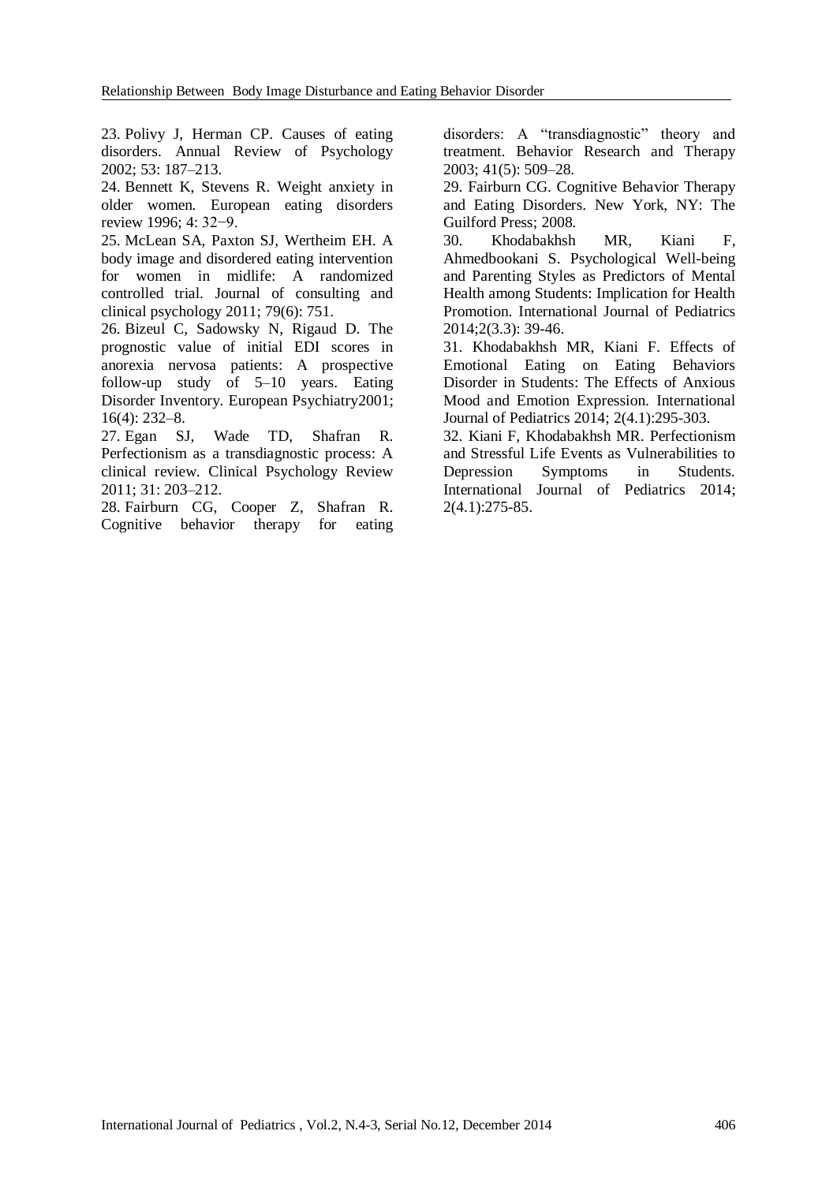23. Polivy J, Herman CP. Causes of eating disorders. Annual Review of Psychology 2002; 53: 187–213.

24. Bennett K, Stevens R. Weight anxiety in older women. European eating disorders review 1996; 4: 32−9.

25. McLean SA, Paxton SJ, Wertheim EH. A body image and disordered eating intervention for women in midlife: A randomized controlled trial. Journal of consulting and clinical psychology 2011; 79(6): 751.

26. Bizeul C, Sadowsky N, Rigaud D. The prognostic value of initial EDI scores in anorexia nervosa patients: A prospective follow-up study of 5–10 years. Eating Disorder Inventory. European Psychiatry2001; 16(4): 232–8.

27. Egan SJ, Wade TD, Shafran R. Perfectionism as a transdiagnostic process: A clinical review. Clinical Psychology Review 2011; 31: 203–212.

28. Fairburn CG, Cooper Z, Shafran R. Cognitive behavior therapy for eating disorders: A "transdiagnostic" theory and treatment. Behavior Research and Therapy 2003; 41(5): 509–28.

29. Fairburn CG. Cognitive Behavior Therapy and Eating Disorders. New York, NY: The Guilford Press; 2008.

30. Khodabakhsh MR, Kiani F, Ahmedbookani S. Psychological Well-being and Parenting Styles as Predictors of Mental Health among Students: Implication for Health Promotion. International Journal of Pediatrics 2014;2(3.3): 39-46.

31. Khodabakhsh MR, Kiani F. Effects of Emotional Eating on Eating Behaviors Disorder in Students: The Effects of Anxious Mood and Emotion Expression. International Journal of Pediatrics 2014; 2(4.1):295-303.

32. Kiani F, Khodabakhsh MR. Perfectionism and Stressful Life Events as Vulnerabilities to Depression Symptoms in Students. International Journal of Pediatrics 2014; 2(4.1):275-85.